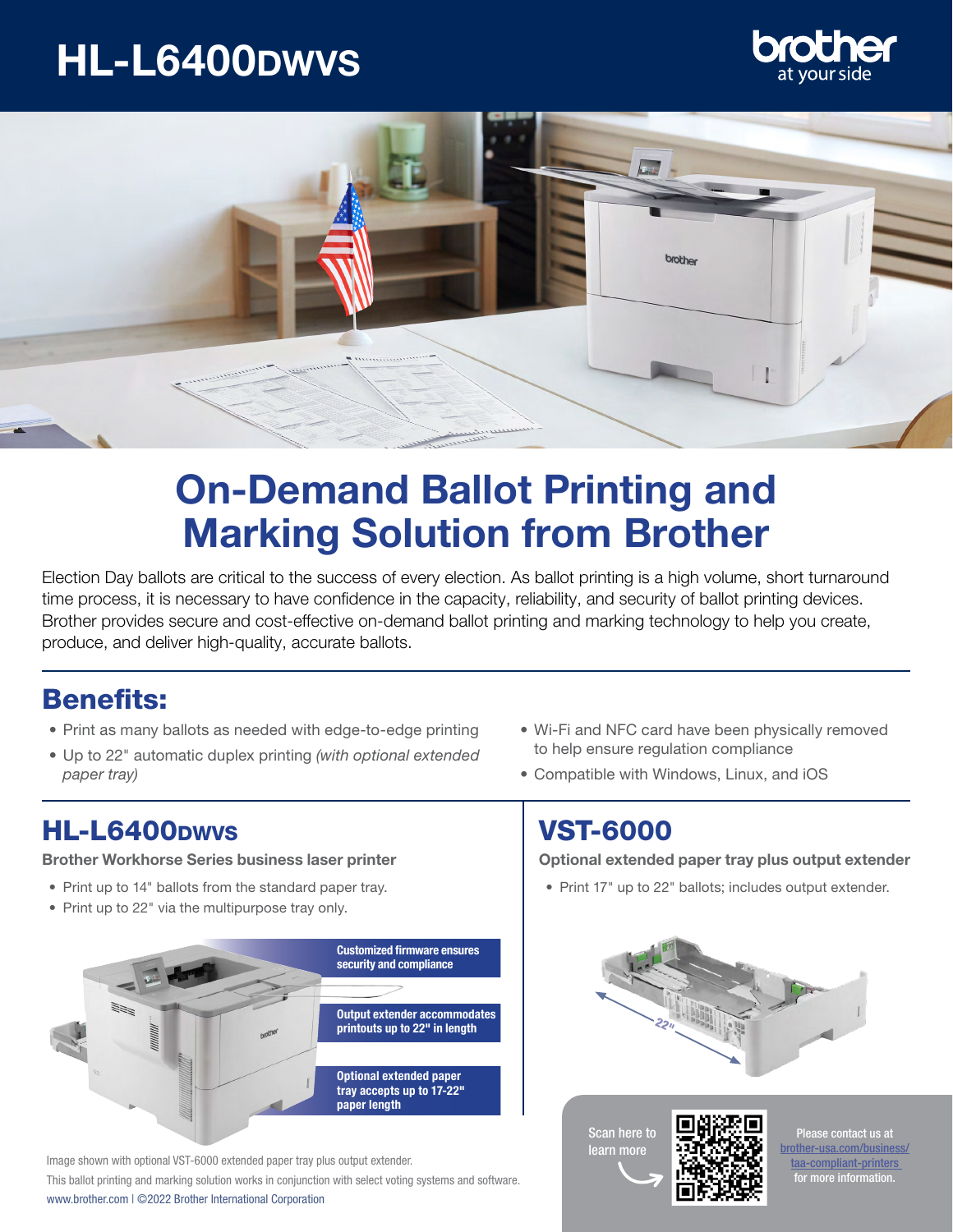# HL-L6400DWVS

brother at your side

## On-Demand Ballot Printing and Marking Solution from Brother

Election Day ballots are critical to the success of every election. As ballot printing is a high volume, short turnaround time process, it is necessary to have confidence in the capacity, reliability, and security of ballot printing devices. Brother provides secure and cost-effective on-demand ballot printing and marking technology to help you create, produce, and deliver high-quality, accurate ballots.

## Benefits:

- Print as many ballots as needed with edge-to-edge printing
- Up to 22" automatic duplex printing *(with optional extended paper tray)*
- Wi-Fi and NFC card have been physically removed to help ensure regulation compliance
- Compatible with Windows, Linux, and iOS

## HL-L6400DWVS

**Brother Workhorse Series business laser printer**

- Print up to 14" ballots from the standard paper tray.
- Print up to 22" via the multipurpose tray only.

**Customized firmware ensures security and compliance**

**Output extender accommodates printouts up to 22" in length**

**Optional extended paper tray accepts up to 17-22" paper length**

Image shown with optional VST-6000 extended paper tray plus output extender.

This ballot printing and marking solution works in conjunction with select voting systems and software.

## VST-6000

**Optional extended paper tray plus output extender**

- Print 17" up to 22" ballots; includes output extender.

22"

Scan here to learn more

Please contact us at brother-usa.com/business/taa-compliant-printers for more information.

www.brother.com | ©2022 Brother International Corporation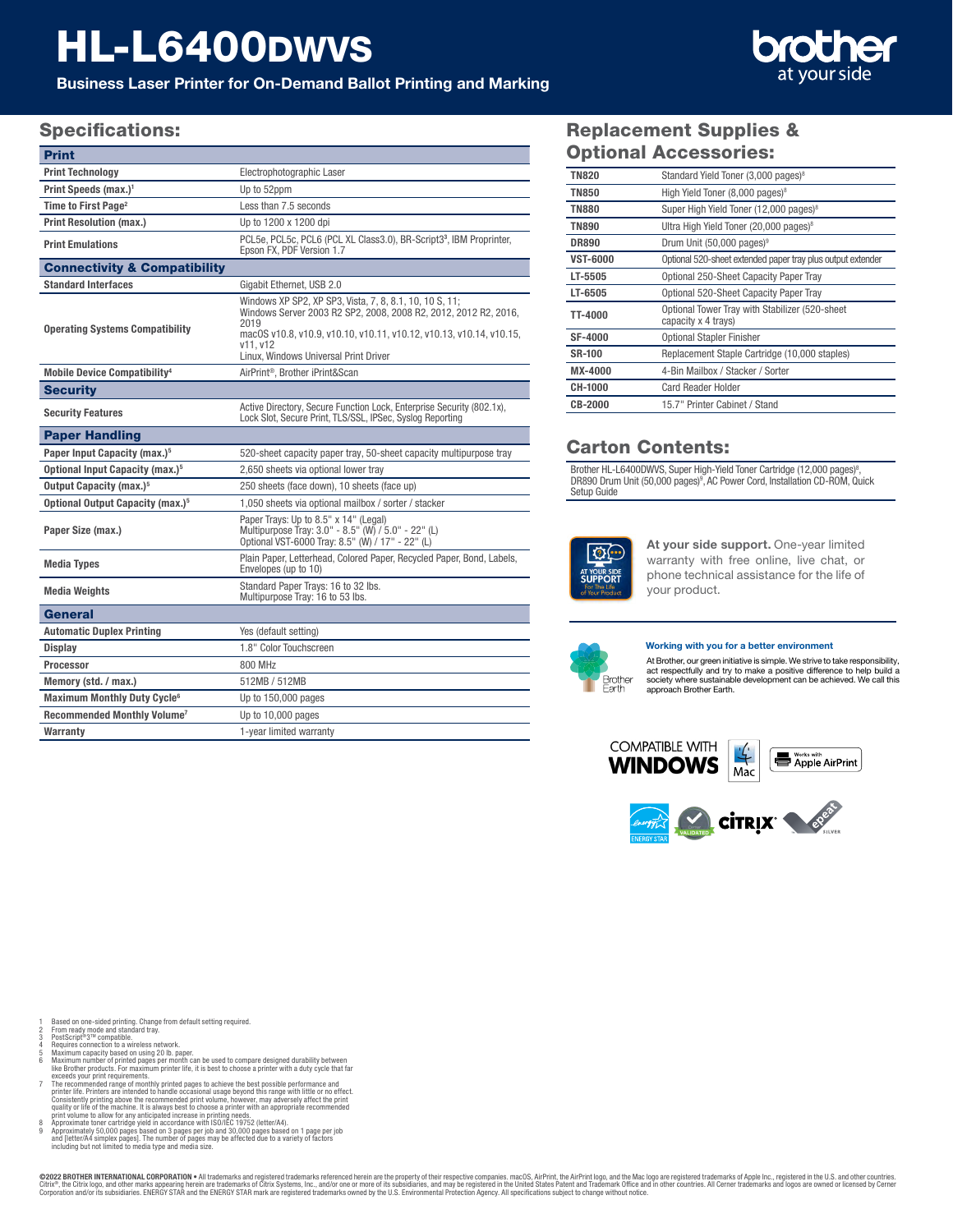# HL-L6400DWVS

**Business Laser Printer for On-Demand Ballot Printing and Marking**

## Specifications:

| | |
|---|---|
| **Print** | |
| Print Technology | Electrophotographic Laser |
| Print Speeds (max.)[1] | Up to 52ppm |
| Time to First Page[2] | Less than 7.5 seconds |
| Print Resolution (max.) | Up to 1200 x 1200 dpi |
| Print Emulations | PCL5e, PCL5c, PCL6 (PCL XL Class3.0), BR-Script3[3], IBM Proprinter, Epson FX, PDF Version 1.7 |
| **Connectivity & Compatibility** | |
| Standard Interfaces | Gigabit Ethernet, USB 2.0 |
| Operating Systems Compatibility | Windows XP SP2, XP SP3, Vista, 7, 8, 8.1, 10, 10 S, 11; Windows Server 2003 R2 SP2, 2008, 2008 R2, 2012, 2012 R2, 2016, 2019 macOS v10.8, v10.9, v10.10, v10.11, v10.12, v10.13, v10.14, v10.15, v11, v12 Linux, Windows Universal Print Driver |
| Mobile Device Compatibility[4] | AirPrint®, Brother iPrint&Scan |
| **Security** | |
| Security Features | Active Directory, Secure Function Lock, Enterprise Security (802.1x), Lock Slot, Secure Print, TLS/SSL, IPSec, Syslog Reporting |
| **Paper Handling** | |
| Paper Input Capacity (max.)[5] | 520-sheet capacity paper tray, 50-sheet capacity multipurpose tray |
| Optional Input Capacity (max.)[5] | 2,650 sheets via optional lower tray |
| Output Capacity (max.)[5] | 250 sheets (face down), 10 sheets (face up) |
| Optional Output Capacity (max.)[5] | 1,050 sheets via optional mailbox / sorter / stacker |
| Paper Size (max.) | Paper Trays: Up to 8.5" x 14" (Legal) Multipurpose Tray: 3.0" - 8.5" (W) / 5.0" - 22" (L) Optional VST-6000 Tray: 8.5" (W) / 17" - 22" (L) |
| Media Types | Plain Paper, Letterhead, Colored Paper, Recycled Paper, Bond, Labels, Envelopes (up to 10) |
| Media Weights | Standard Paper Trays: 16 to 32 lbs. Multipurpose Tray: 16 to 53 lbs. |
| **General** | |
| Automatic Duplex Printing | Yes (default setting) |
| Display | 1.8" Color Touchscreen |
| Processor | 800 MHz |
| Memory (std. / max.) | 512MB / 512MB |
| Maximum Monthly Duty Cycle[6] | Up to 150,000 pages |
| Recommended Monthly Volume[7] | Up to 10,000 pages |
| Warranty | 1-year limited warranty |

## Replacement Supplies & Optional Accessories:

| | |
|---|---|
| TN820 | Standard Yield Toner (3,000 pages)[8] |
| TN850 | High Yield Toner (8,000 pages)[8] |
| TN880 | Super High Yield Toner (12,000 pages)[8] |
| TN890 | Ultra High Yield Toner (20,000 pages)[8] |
| DR890 | Drum Unit (50,000 pages)[9] |
| VST-6000 | Optional 520-sheet extended paper tray plus output extender |
| LT-5505 | Optional 250-Sheet Capacity Paper Tray |
| LT-6505 | Optional 520-Sheet Capacity Paper Tray |
| TT-4000 | Optional Tower Tray with Stabilizer (520-sheet capacity x 4 trays) |
| SF-4000 | Optional Stapler Finisher |
| SR-100 | Replacement Staple Cartridge (10,000 staples) |
| MX-4000 | 4-Bin Mailbox / Stacker / Sorter |
| CH-1000 | Card Reader Holder |
| CB-2000 | 15.7" Printer Cabinet / Stand |

## Carton Contents:

Brother HL-L6400DWVS, Super High-Yield Toner Cartridge (12,000 pages)[8], DR890 Drum Unit (50,000 pages)[9], AC Power Cord, Installation CD-ROM, Quick Setup Guide

**At your side support.** One-year limited warranty with free online, live chat, or phone technical assistance for the life of your product.

**Working with you for a better environment**

At Brother, our green initiative is simple. We strive to take responsibility, act respectfully and try to make a positive difference to help build a society where sustainable development can be achieved. We call this approach Brother Earth.

1. Based on one-sided printing. Change from default setting required.
2. From ready mode and standard tray.
3. PostScript®3™ compatible.
4. Requires connection to a wireless network.
5. Maximum capacity based on using 20 lb. paper.
6. Maximum number of printed pages per month can be used to compare designed durability between like Brother products. For maximum printer life, it is best to choose a printer with a duty cycle that far exceeds your print requirements.
7. The recommended range of monthly printed pages to achieve the best possible performance and printer life. Printers are intended to handle occasional usage beyond this range with little or no effect. Consistently printing above the recommended print volume, however, may adversely affect the print quality or life of the machine. It is always best to choose a printer with an appropriate recommended print volume to allow for any anticipated increase in printing needs.
8. Approximate toner cartridge yield in accordance with ISO/IEC 19752 (letter/A4).
9. Approximately 50,000 pages based on 3 pages per job and 30,000 pages based on 1 page per job and [letter/A4 simplex pages]. The number of pages may be affected due to a variety of factors including but not limited to media type and media size.

©2022 BROTHER INTERNATIONAL CORPORATION • All trademarks and registered trademarks referenced herein are the property of their respective companies. macOS, AirPrint, the AirPrint logo, and the Mac logo are registered trademarks of Apple Inc., registered in the U.S. and other countries. Citrix®, the Citrix logo, and other marks appearing herein are trademarks of Citrix Systems, Inc., and/or one or more of its subsidiaries, and may be registered in the United States Patent and Trademark Office and in other countries. All Cerner trademarks and logos are owned or licensed by Cerner Corporation and/or its subsidiaries. ENERGY STAR and the ENERGY STAR mark are registered trademarks owned by the U.S. Environmental Protection Agency. All specifications subject to change without notice.